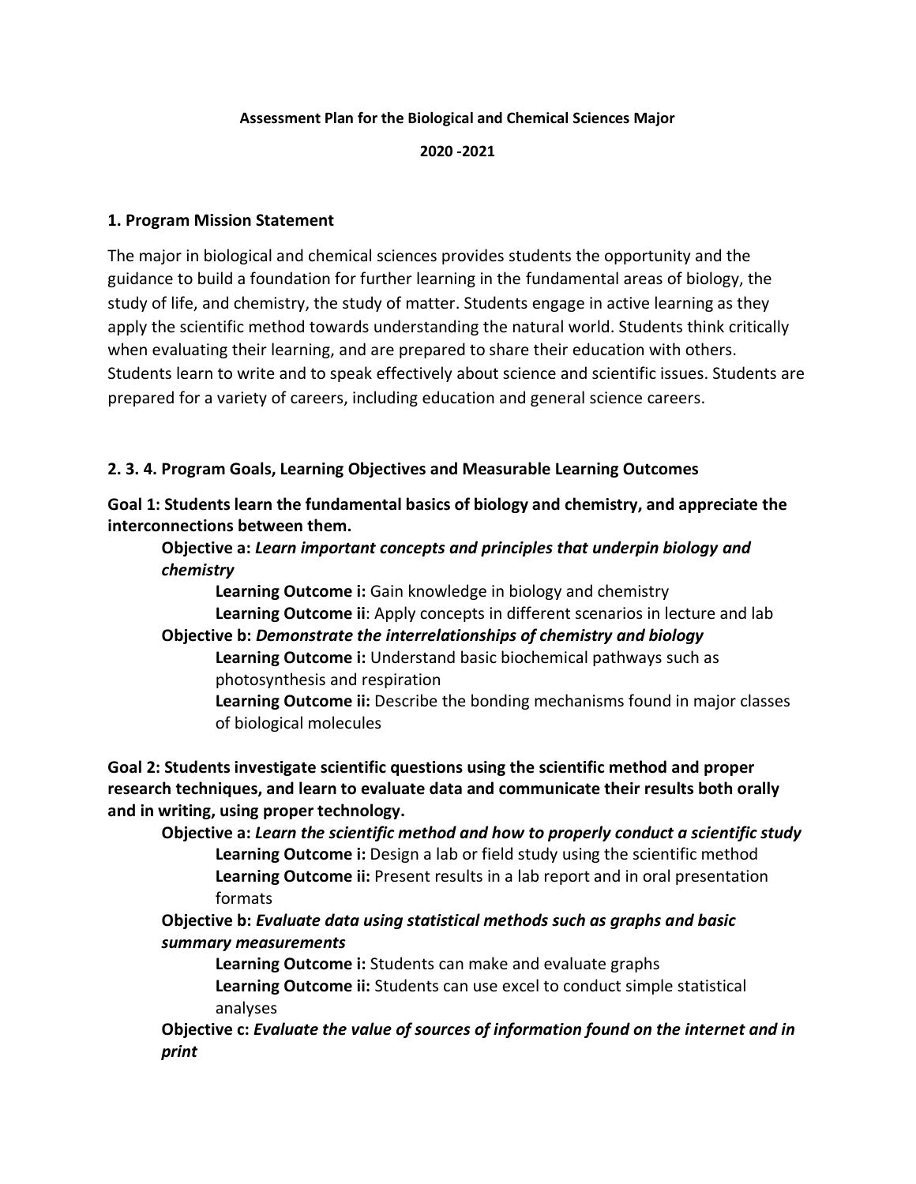**Assessment Plan for the Biological and Chemical Sciences Major**

**2020 -2021**

## 1. Program Mission Statement

The major in biological and chemical sciences provides students the opportunity and the guidance to build a foundation for further learning in the fundamental areas of biology, the study of life, and chemistry, the study of matter. Students engage in active learning as they apply the scientific method towards understanding the natural world. Students think critically when evaluating their learning, and are prepared to share their education with others. Students learn to write and to speak effectively about science and scientific issues. Students are prepared for a variety of careers, including education and general science careers.

## 2. 3. 4. Program Goals, Learning Objectives and Measurable Learning Outcomes

**Goal 1: Students learn the fundamental basics of biology and chemistry, and appreciate the interconnections between them.**

- **Objective a:** ***Learn important concepts and principles that underpin biology and chemistry***
  - **Learning Outcome i:** Gain knowledge in biology and chemistry
  - **Learning Outcome ii**: Apply concepts in different scenarios in lecture and lab
- **Objective b:** ***Demonstrate the interrelationships of chemistry and biology***
  - **Learning Outcome i:** Understand basic biochemical pathways such as photosynthesis and respiration
  - **Learning Outcome ii:** Describe the bonding mechanisms found in major classes of biological molecules

**Goal 2: Students investigate scientific questions using the scientific method and proper research techniques, and learn to evaluate data and communicate their results both orally and in writing, using proper technology.**

- **Objective a:** ***Learn the scientific method and how to properly conduct a scientific study***
  - **Learning Outcome i:** Design a lab or field study using the scientific method
  - **Learning Outcome ii:** Present results in a lab report and in oral presentation formats
- **Objective b:** ***Evaluate data using statistical methods such as graphs and basic summary measurements***
  - **Learning Outcome i:** Students can make and evaluate graphs
  - **Learning Outcome ii:** Students can use excel to conduct simple statistical analyses
- **Objective c:** ***Evaluate the value of sources of information found on the internet and in print***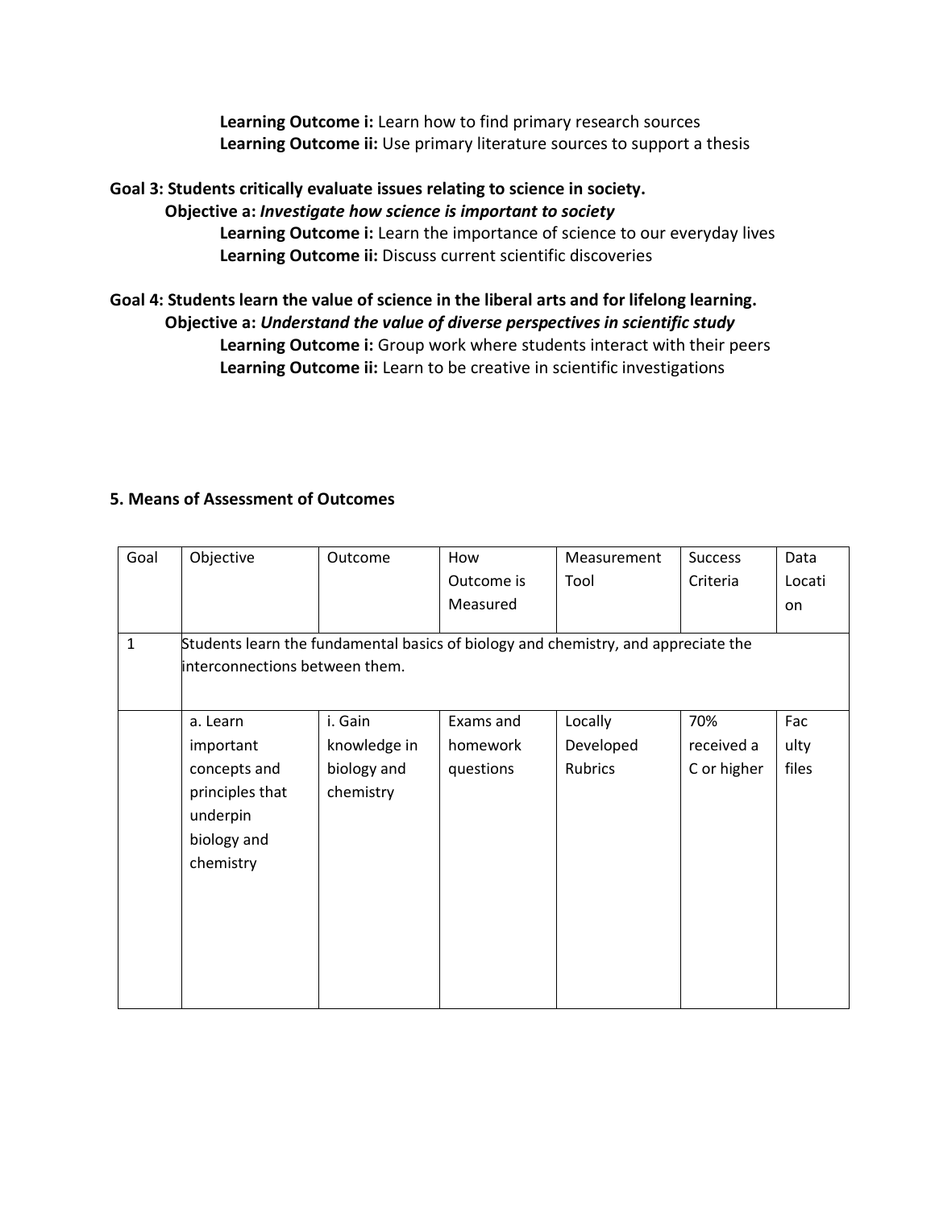**Learning Outcome i:** Learn how to find primary research sources
**Learning Outcome ii:** Use primary literature sources to support a thesis

**Goal 3: Students critically evaluate issues relating to science in society.**
**Objective a:** ***Investigate how science is important to society***
**Learning Outcome i:** Learn the importance of science to our everyday lives
**Learning Outcome ii:** Discuss current scientific discoveries

**Goal 4: Students learn the value of science in the liberal arts and for lifelong learning.**
**Objective a:** ***Understand the value of diverse perspectives in scientific study***
**Learning Outcome i:** Group work where students interact with their peers
**Learning Outcome ii:** Learn to be creative in scientific investigations

## 5. Means of Assessment of Outcomes

| Goal | Objective | Outcome | How Outcome is Measured | Measurement Tool | Success Criteria | Data Location |
|---|---|---|---|---|---|---|
| 1 | Students learn the fundamental basics of biology and chemistry, and appreciate the interconnections between them. | | | | | |
| | a. Learn important concepts and principles that underpin biology and chemistry | i. Gain knowledge in biology and chemistry | Exams and homework questions | Locally Developed Rubrics | 70% received a C or higher | Faculty files |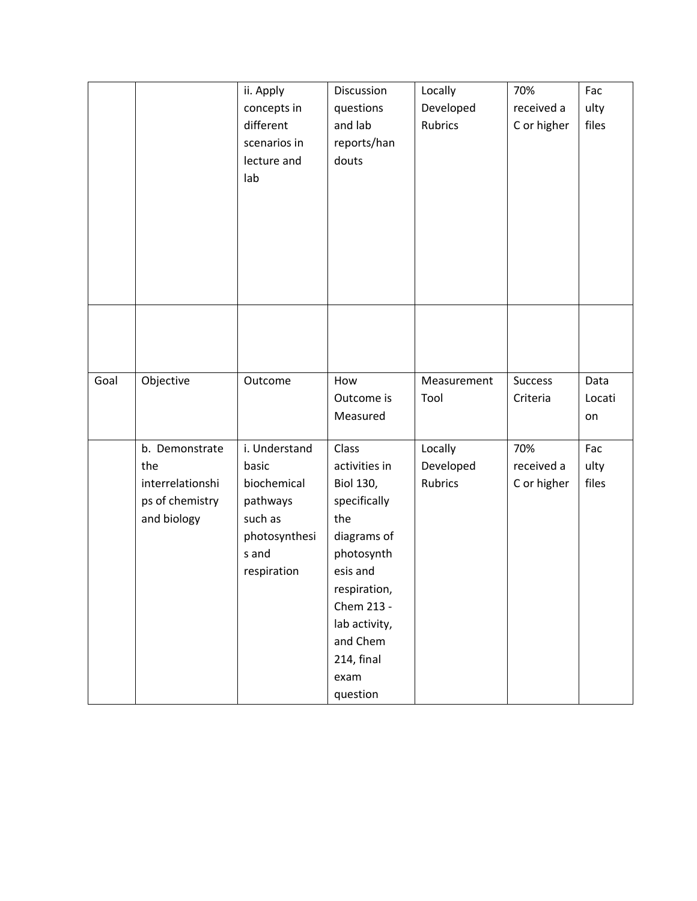| | | ii. Apply concepts in different scenarios in lecture and lab | Discussion questions and lab reports/handouts | Locally Developed Rubrics | 70% received a C or higher | Faculty files |
|---|---|---|---|---|---|---|
| | | | | | | |

| Goal | Objective | Outcome | How Outcome is Measured | Measurement Tool | Success Criteria | Data Location |
|---|---|---|---|---|---|---|
| | b. Demonstrate the interrelationships of chemistry and biology | i. Understand basic biochemical pathways such as photosynthesis and respiration | Class activities in Biol 130, specifically the diagrams of photosynthesis and respiration, Chem 213 - lab activity, and Chem 214, final exam question | Locally Developed Rubrics | 70% received a C or higher | Faculty files |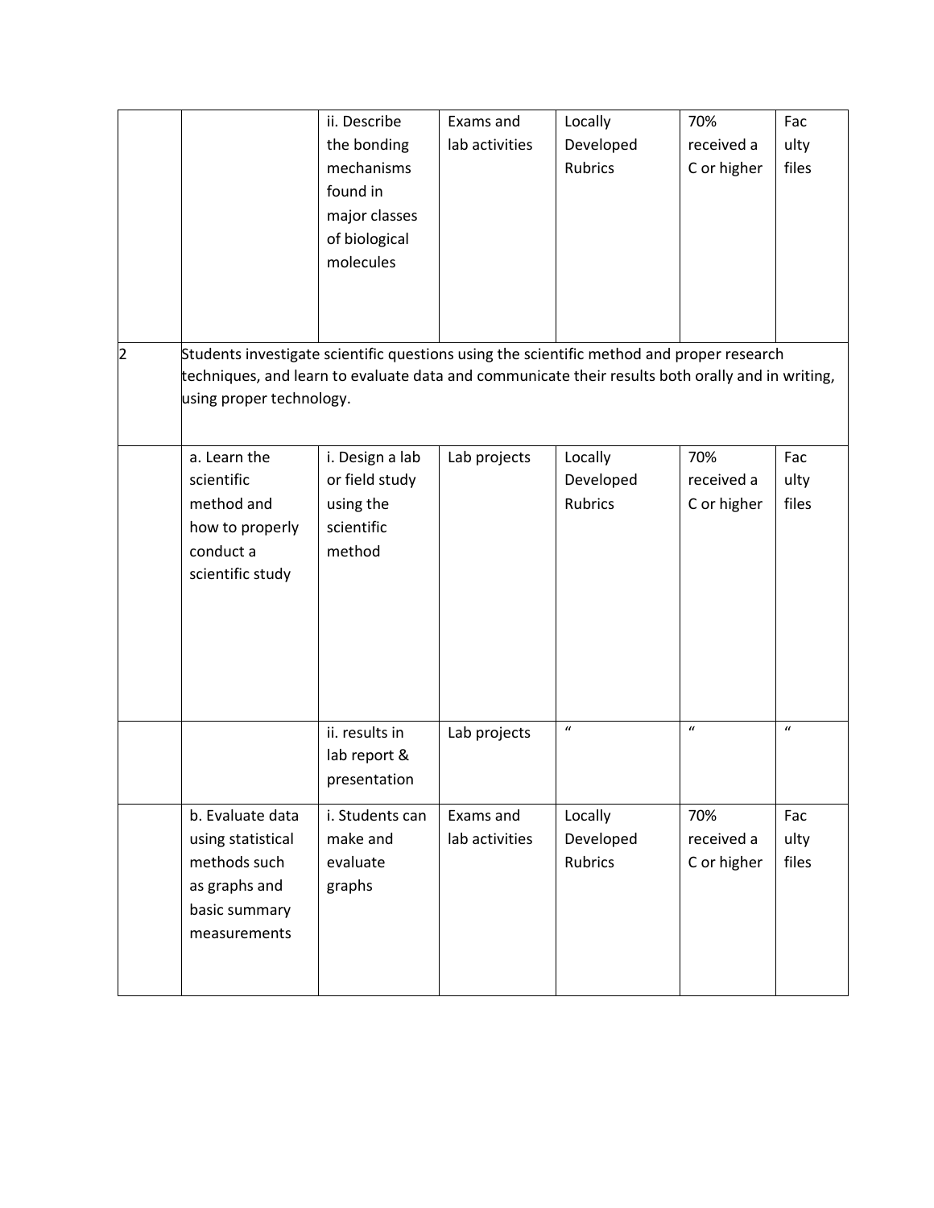| | | | | | | |
|---|---|---|---|---|---|---|
| | | ii. Describe the bonding mechanisms found in major classes of biological molecules | Exams and lab activities | Locally Developed Rubrics | 70% received a C or higher | Faculty files |
| 2 | Students investigate scientific questions using the scientific method and proper research techniques, and learn to evaluate data and communicate their results both orally and in writing, using proper technology. | | | | | |
| | a. Learn the scientific method and how to properly conduct a scientific study | i. Design a lab or field study using the scientific method | Lab projects | Locally Developed Rubrics | 70% received a C or higher | Faculty files |
| | | ii. results in lab report & presentation | Lab projects | " | " | " |
| | b. Evaluate data using statistical methods such as graphs and basic summary measurements | i. Students can make and evaluate graphs | Exams and lab activities | Locally Developed Rubrics | 70% received a C or higher | Faculty files |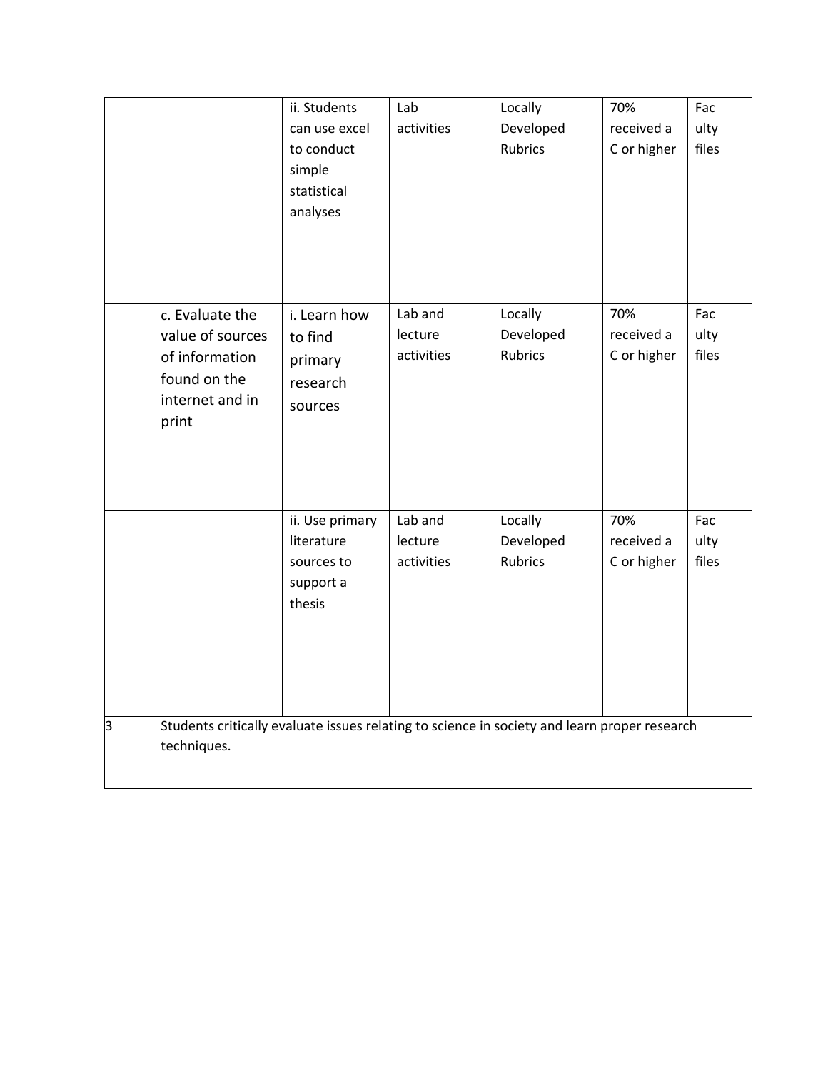| | | | | | | |
|---|---|---|---|---|---|---|
| | | ii. Students can use excel to conduct simple statistical analyses | Lab activities | Locally Developed Rubrics | 70% received a C or higher | Faculty files |
| | c. Evaluate the value of sources of information found on the internet and in print | i. Learn how to find primary research sources | Lab and lecture activities | Locally Developed Rubrics | 70% received a C or higher | Faculty files |
| | | ii. Use primary literature sources to support a thesis | Lab and lecture activities | Locally Developed Rubrics | 70% received a C or higher | Faculty files |
| 3 | Students critically evaluate issues relating to science in society and learn proper research techniques. | | | | | |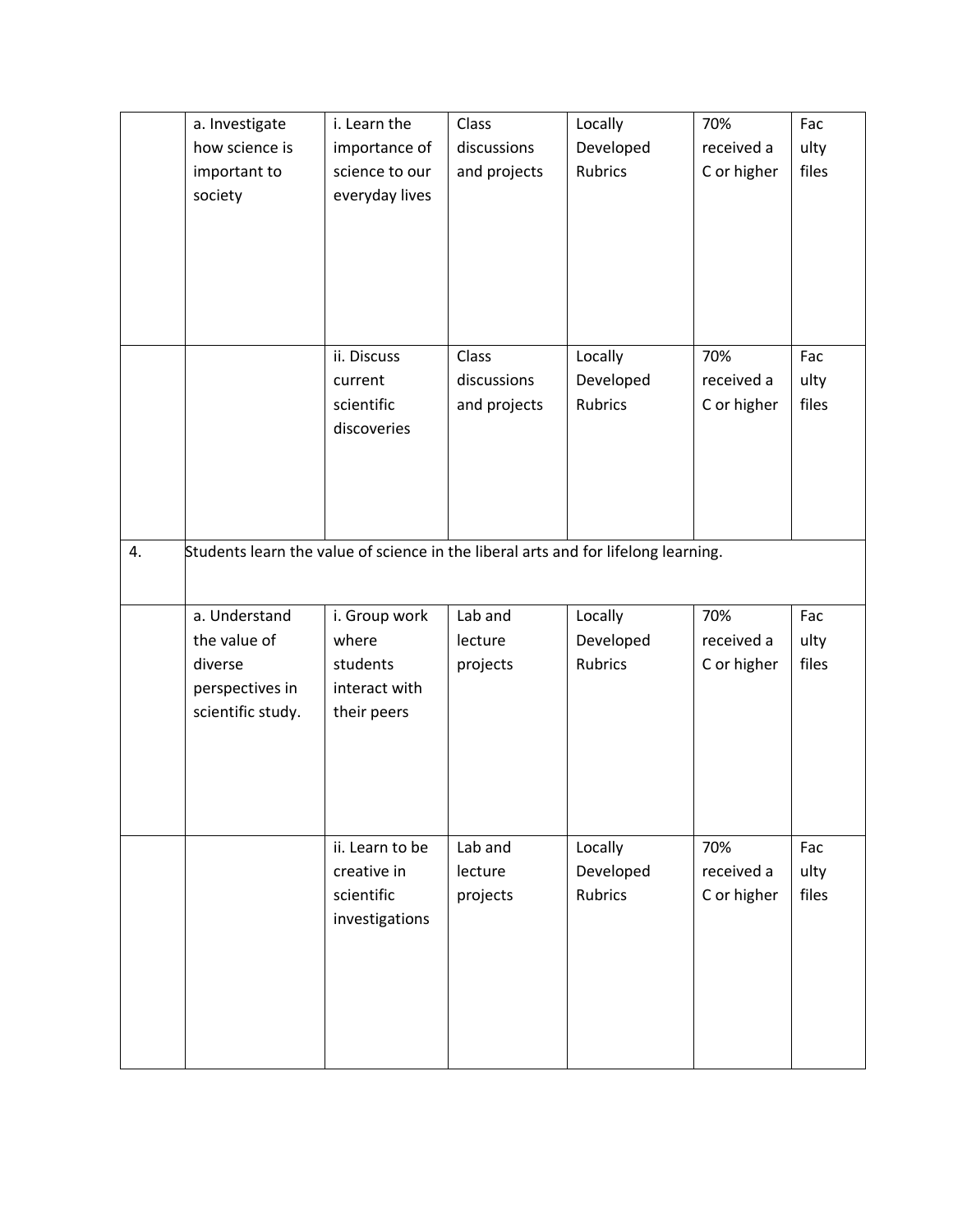| | | | | | | |
|---|---|---|---|---|---|---|
| | a. Investigate how science is important to society | i. Learn the importance of science to our everyday lives | Class discussions and projects | Locally Developed Rubrics | 70% received a C or higher | Faculty files |
| | | ii. Discuss current scientific discoveries | Class discussions and projects | Locally Developed Rubrics | 70% received a C or higher | Faculty files |
| 4. | Students learn the value of science in the liberal arts and for lifelong learning. | | | | | |
| | a. Understand the value of diverse perspectives in scientific study. | i. Group work where students interact with their peers | Lab and lecture projects | Locally Developed Rubrics | 70% received a C or higher | Faculty files |
| | | ii. Learn to be creative in scientific investigations | Lab and lecture projects | Locally Developed Rubrics | 70% received a C or higher | Faculty files |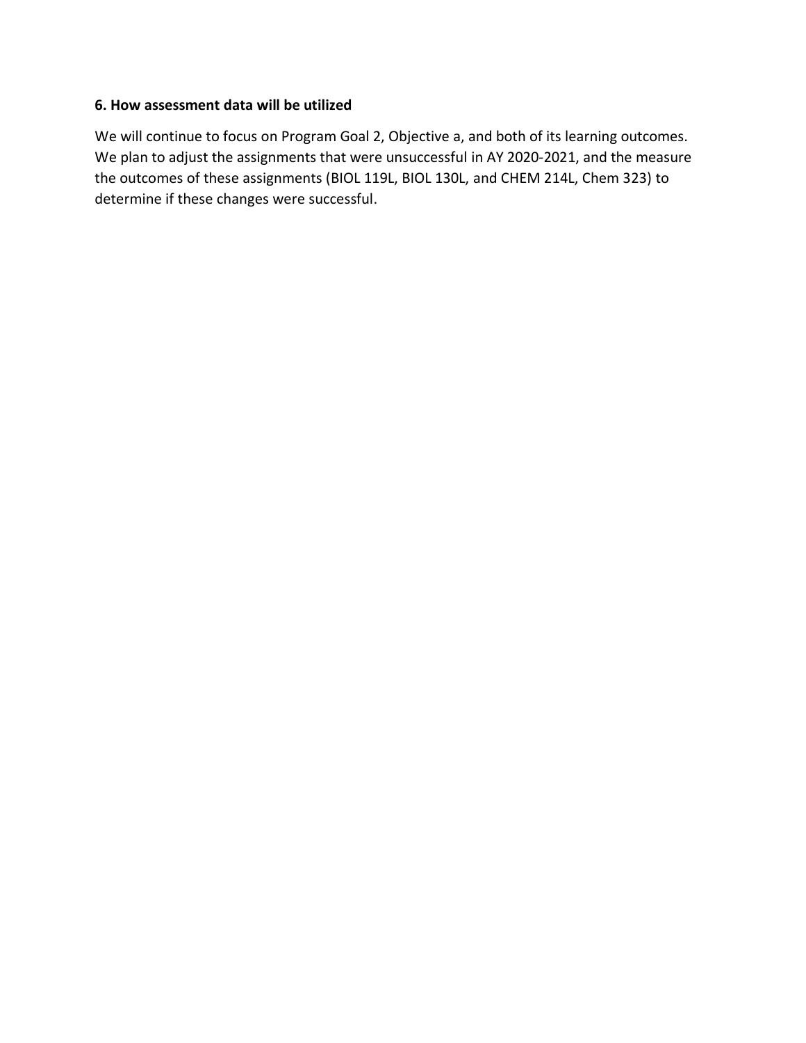**6. How assessment data will be utilized**

We will continue to focus on Program Goal 2, Objective a, and both of its learning outcomes. We plan to adjust the assignments that were unsuccessful in AY 2020-2021, and the measure the outcomes of these assignments (BIOL 119L, BIOL 130L, and CHEM 214L, Chem 323) to determine if these changes were successful.